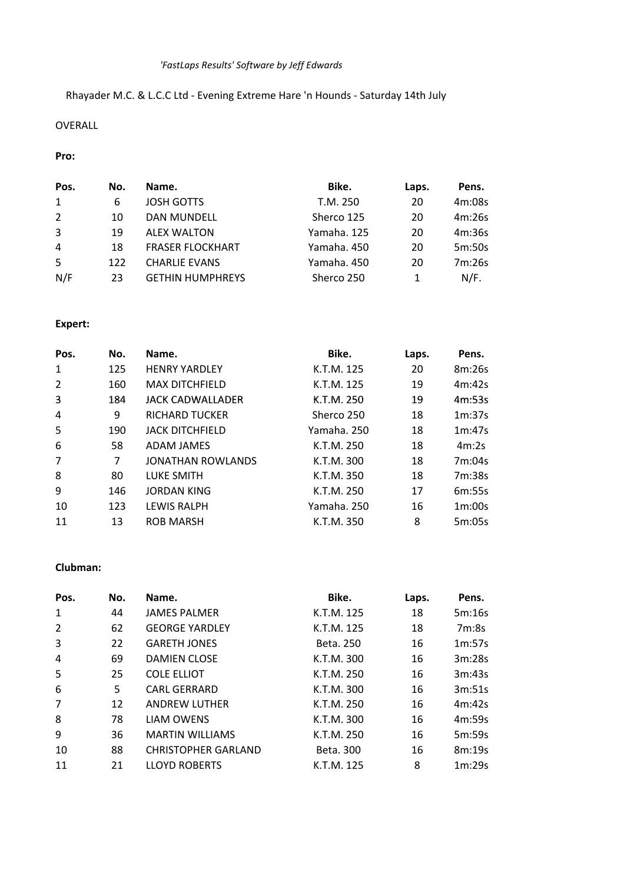*'FastLaps Results' Software by Jeff Edwards*

Rhayader M.C. & L.C.C Ltd - Evening Extreme Hare 'n Hounds - Saturday 14th July

OVERALL

**Pro:**

| Pos. | No. | Name. | Bike. | Laps. | Pens. |
|---|---|---|---|---|---|
| 1 | 6 | JOSH GOTTS | T.M. 250 | 20 | 4m:08s |
| 2 | 10 | DAN MUNDELL | Sherco 125 | 20 | 4m:26s |
| 3 | 19 | ALEX WALTON | Yamaha. 125 | 20 | 4m:36s |
| 4 | 18 | FRASER FLOCKHART | Yamaha. 450 | 20 | 5m:50s |
| 5 | 122 | CHARLIE EVANS | Yamaha. 450 | 20 | 7m:26s |
| N/F | 23 | GETHIN HUMPHREYS | Sherco 250 | 1 | N/F. |

**Expert:**

| Pos. | No. | Name. | Bike. | Laps. | Pens. |
|---|---|---|---|---|---|
| 1 | 125 | HENRY YARDLEY | K.T.M. 125 | 20 | 8m:26s |
| 2 | 160 | MAX DITCHFIELD | K.T.M. 125 | 19 | 4m:42s |
| 3 | 184 | JACK CADWALLADER | K.T.M. 250 | 19 | 4m:53s |
| 4 | 9 | RICHARD TUCKER | Sherco 250 | 18 | 1m:37s |
| 5 | 190 | JACK DITCHFIELD | Yamaha. 250 | 18 | 1m:47s |
| 6 | 58 | ADAM JAMES | K.T.M. 250 | 18 | 4m:2s |
| 7 | 7 | JONATHAN ROWLANDS | K.T.M. 300 | 18 | 7m:04s |
| 8 | 80 | LUKE SMITH | K.T.M. 350 | 18 | 7m:38s |
| 9 | 146 | JORDAN KING | K.T.M. 250 | 17 | 6m:55s |
| 10 | 123 | LEWIS RALPH | Yamaha. 250 | 16 | 1m:00s |
| 11 | 13 | ROB MARSH | K.T.M. 350 | 8 | 5m:05s |

**Clubman:**

| Pos. | No. | Name. | Bike. | Laps. | Pens. |
|---|---|---|---|---|---|
| 1 | 44 | JAMES PALMER | K.T.M. 125 | 18 | 5m:16s |
| 2 | 62 | GEORGE YARDLEY | K.T.M. 125 | 18 | 7m:8s |
| 3 | 22 | GARETH JONES | Beta. 250 | 16 | 1m:57s |
| 4 | 69 | DAMIEN CLOSE | K.T.M. 300 | 16 | 3m:28s |
| 5 | 25 | COLE ELLIOT | K.T.M. 250 | 16 | 3m:43s |
| 6 | 5 | CARL GERRARD | K.T.M. 300 | 16 | 3m:51s |
| 7 | 12 | ANDREW LUTHER | K.T.M. 250 | 16 | 4m:42s |
| 8 | 78 | LIAM OWENS | K.T.M. 300 | 16 | 4m:59s |
| 9 | 36 | MARTIN WILLIAMS | K.T.M. 250 | 16 | 5m:59s |
| 10 | 88 | CHRISTOPHER GARLAND | Beta. 300 | 16 | 8m:19s |
| 11 | 21 | LLOYD ROBERTS | K.T.M. 125 | 8 | 1m:29s |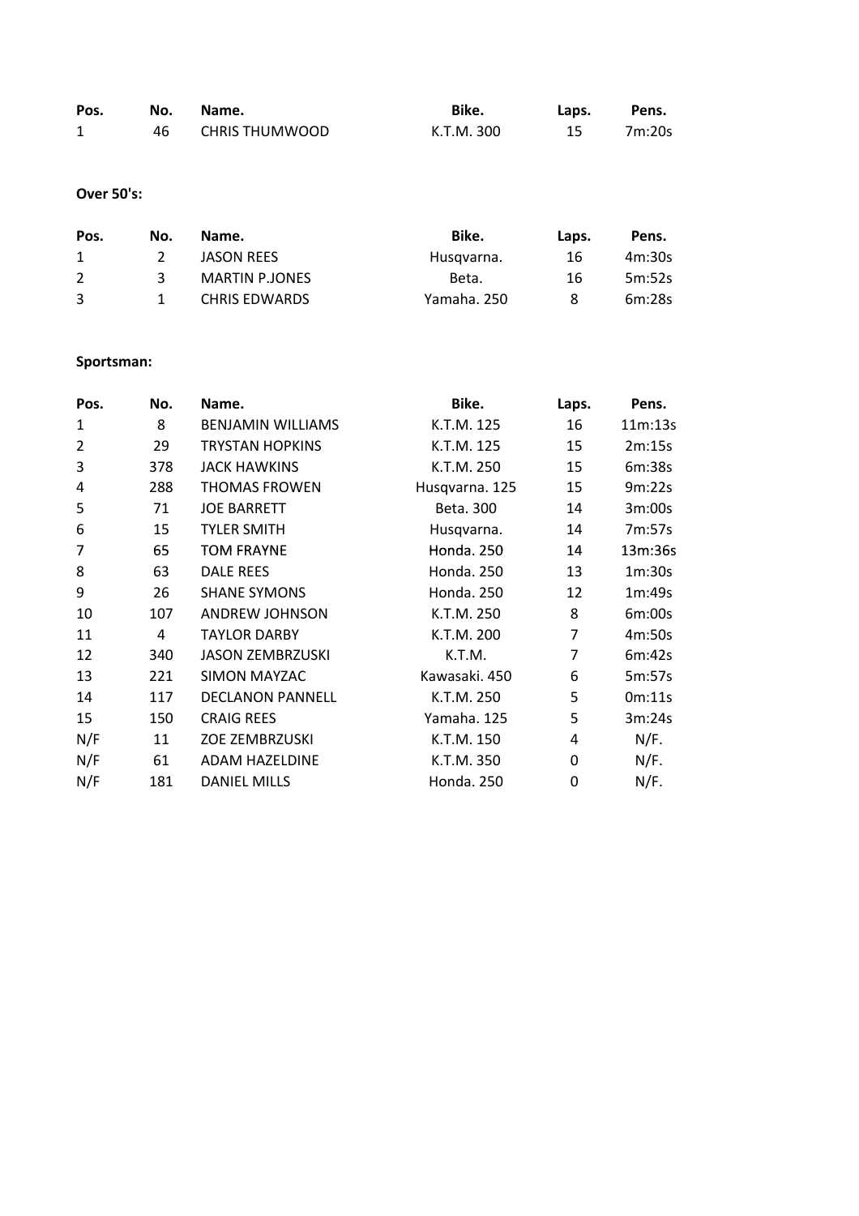| Pos. | No. | Name. | Bike. | Laps. | Pens. |
|---|---|---|---|---|---|
| 1 | 46 | CHRIS THUMWOOD | K.T.M. 300 | 15 | 7m:20s |

**Over 50's:**

| Pos. | No. | Name. | Bike. | Laps. | Pens. |
|---|---|---|---|---|---|
| 1 | 2 | JASON REES | Husqvarna. | 16 | 4m:30s |
| 2 | 3 | MARTIN P.JONES | Beta. | 16 | 5m:52s |
| 3 | 1 | CHRIS EDWARDS | Yamaha. 250 | 8 | 6m:28s |

**Sportsman:**

| Pos. | No. | Name. | Bike. | Laps. | Pens. |
|---|---|---|---|---|---|
| 1 | 8 | BENJAMIN WILLIAMS | K.T.M. 125 | 16 | 11m:13s |
| 2 | 29 | TRYSTAN HOPKINS | K.T.M. 125 | 15 | 2m:15s |
| 3 | 378 | JACK HAWKINS | K.T.M. 250 | 15 | 6m:38s |
| 4 | 288 | THOMAS FROWEN | Husqvarna. 125 | 15 | 9m:22s |
| 5 | 71 | JOE BARRETT | Beta. 300 | 14 | 3m:00s |
| 6 | 15 | TYLER SMITH | Husqvarna. | 14 | 7m:57s |
| 7 | 65 | TOM FRAYNE | Honda. 250 | 14 | 13m:36s |
| 8 | 63 | DALE REES | Honda. 250 | 13 | 1m:30s |
| 9 | 26 | SHANE SYMONS | Honda. 250 | 12 | 1m:49s |
| 10 | 107 | ANDREW JOHNSON | K.T.M. 250 | 8 | 6m:00s |
| 11 | 4 | TAYLOR DARBY | K.T.M. 200 | 7 | 4m:50s |
| 12 | 340 | JASON ZEMBRZUSKI | K.T.M. | 7 | 6m:42s |
| 13 | 221 | SIMON MAYZAC | Kawasaki. 450 | 6 | 5m:57s |
| 14 | 117 | DECLANON PANNELL | K.T.M. 250 | 5 | 0m:11s |
| 15 | 150 | CRAIG REES | Yamaha. 125 | 5 | 3m:24s |
| N/F | 11 | ZOE ZEMBRZUSKI | K.T.M. 150 | 4 | N/F. |
| N/F | 61 | ADAM HAZELDINE | K.T.M. 350 | 0 | N/F. |
| N/F | 181 | DANIEL MILLS | Honda. 250 | 0 | N/F. |